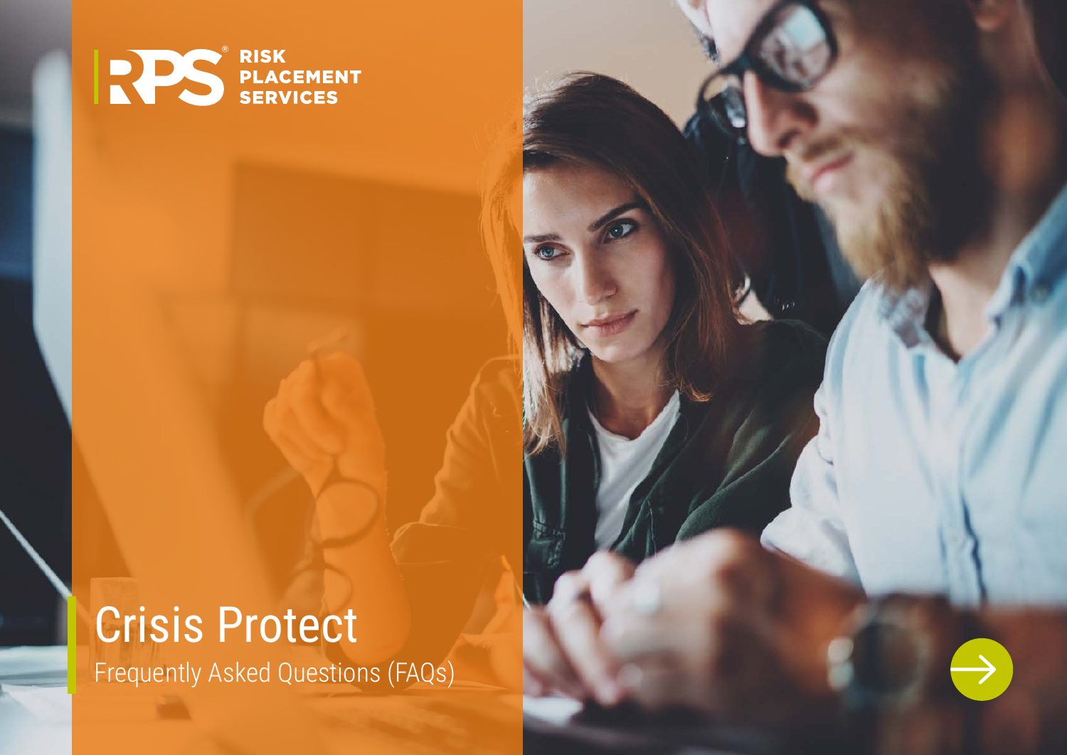RPS® RISK PLACEMENT SERVICES

# Crisis Protect

Frequently Asked Questions (FAQs)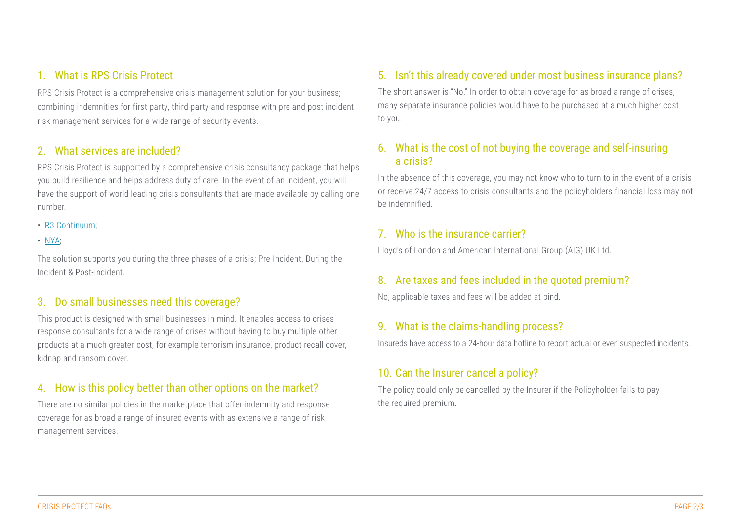## 1. What is RPS Crisis Protect

RPS Crisis Protect is a comprehensive crisis management solution for your business; combining indemnities for first party, third party and response with pre and post incident risk management services for a wide range of security events.

## 2. What services are included?

RPS Crisis Protect is supported by a comprehensive crisis consultancy package that helps you build resilience and helps address duty of care. In the event of an incident, you will have the support of world leading crisis consultants that are made available by calling one number.

- R3 Continuum;
- NYA;

The solution supports you during the three phases of a crisis; Pre-Incident, During the Incident & Post-Incident.

## 3. Do small businesses need this coverage?

This product is designed with small businesses in mind. It enables access to crises response consultants for a wide range of crises without having to buy multiple other products at a much greater cost, for example terrorism insurance, product recall cover, kidnap and ransom cover.

## 4. How is this policy better than other options on the market?

There are no similar policies in the marketplace that offer indemnity and response coverage for as broad a range of insured events with as extensive a range of risk management services.

## 5. Isn't this already covered under most business insurance plans?

The short answer is "No." In order to obtain coverage for as broad a range of crises, many separate insurance policies would have to be purchased at a much higher cost to you.

## 6. What is the cost of not buying the coverage and self-insuring a crisis?

In the absence of this coverage, you may not know who to turn to in the event of a crisis or receive 24/7 access to crisis consultants and the policyholders financial loss may not be indemnified.

## 7. Who is the insurance carrier?

Lloyd's of London and American International Group (AIG) UK Ltd.

## 8. Are taxes and fees included in the quoted premium?

No, applicable taxes and fees will be added at bind.

## 9. What is the claims-handling process?

Insureds have access to a 24-hour data hotline to report actual or even suspected incidents.

## 10. Can the Insurer cancel a policy?

The policy could only be cancelled by the Insurer if the Policyholder fails to pay the required premium.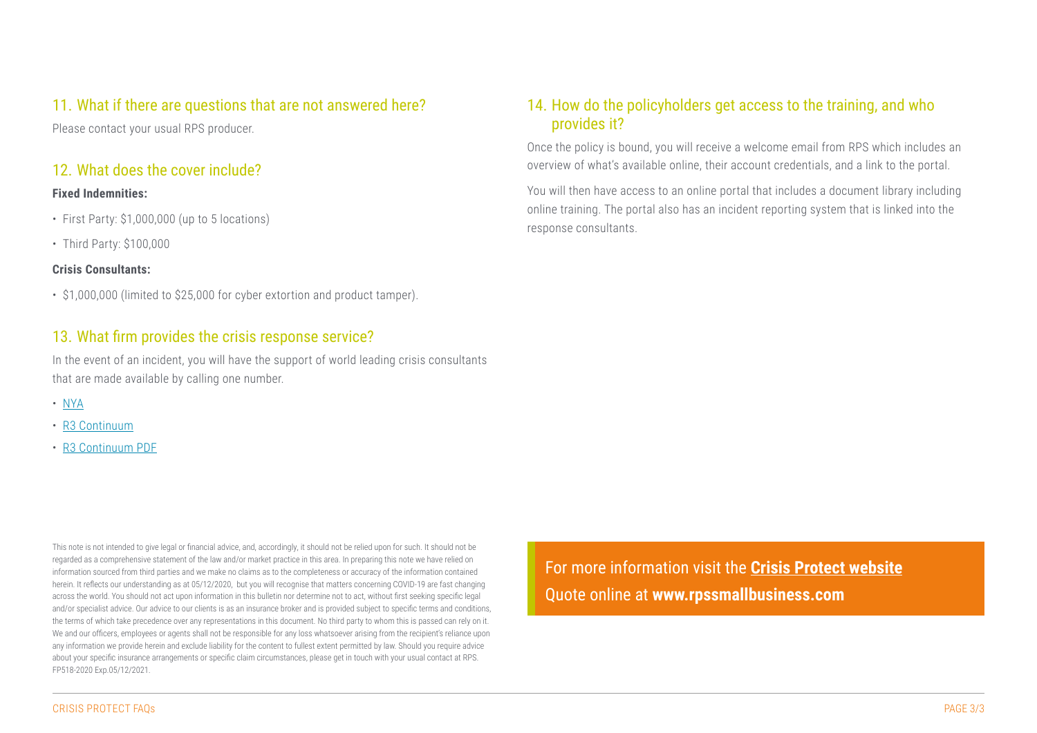## 11. What if there are questions that are not answered here?

Please contact your usual RPS producer.

## 12. What does the cover include?

**Fixed Indemnities:**

- First Party: $1,000,000 (up to 5 locations)
- Third Party: $100,000

**Crisis Consultants:**

- $1,000,000 (limited to $25,000 for cyber extortion and product tamper).

## 13. What firm provides the crisis response service?

In the event of an incident, you will have the support of world leading crisis consultants that are made available by calling one number.

- NYA
- R3 Continuum
- R3 Continuum PDF

## 14. How do the policyholders get access to the training, and who provides it?

Once the policy is bound, you will receive a welcome email from RPS which includes an overview of what's available online, their account credentials, and a link to the portal.

You will then have access to an online portal that includes a document library including online training. The portal also has an incident reporting system that is linked into the response consultants.

This note is not intended to give legal or financial advice, and, accordingly, it should not be relied upon for such. It should not be regarded as a comprehensive statement of the law and/or market practice in this area. In preparing this note we have relied on information sourced from third parties and we make no claims as to the completeness or accuracy of the information contained herein. It reflects our understanding as at 05/12/2020, but you will recognise that matters concerning COVID-19 are fast changing across the world. You should not act upon information in this bulletin nor determine not to act, without first seeking specific legal and/or specialist advice. Our advice to our clients is as an insurance broker and is provided subject to specific terms and conditions, the terms of which take precedence over any representations in this document. No third party to whom this is passed can rely on it. We and our officers, employees or agents shall not be responsible for any loss whatsoever arising from the recipient's reliance upon any information we provide herein and exclude liability for the content to fullest extent permitted by law. Should you require advice about your specific insurance arrangements or specific claim circumstances, please get in touch with your usual contact at RPS. FP518-2020 Exp.05/12/2021.

For more information visit the **Crisis Protect website**
Quote online at **www.rpssmallbusiness.com**